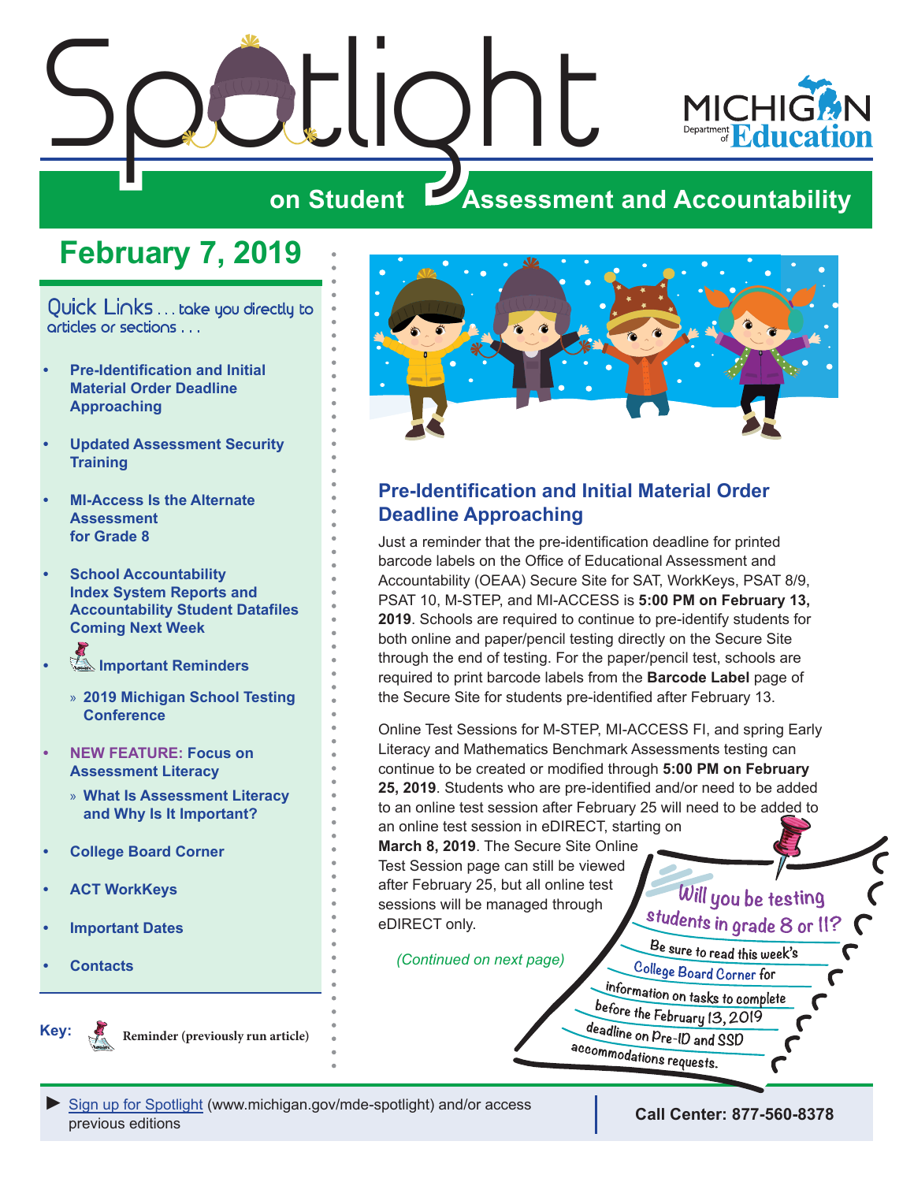# Spotlight on Student Assessment and Accountability

MICHIGAN Department of Education

## February 7, 2019

Quick Links . . . take you directly to articles or sections . . .

- Pre-Identification and Initial Material Order Deadline Approaching
- Updated Assessment Security Training
- MI-Access Is the Alternate Assessment for Grade 8
- School Accountability Index System Reports and Accountability Student Datafiles Coming Next Week
- Important Reminders
  - » 2019 Michigan School Testing Conference
- NEW FEATURE: Focus on Assessment Literacy
  - » What Is Assessment Literacy and Why Is It Important?
- College Board Corner
- ACT WorkKeys
- Important Dates
- Contacts

Key: Reminder (previously run article)

## Pre-Identification and Initial Material Order Deadline Approaching

Just a reminder that the pre-identification deadline for printed barcode labels on the Office of Educational Assessment and Accountability (OEAA) Secure Site for SAT, WorkKeys, PSAT 8/9, PSAT 10, M-STEP, and MI-ACCESS is **5:00 PM on February 13, 2019**. Schools are required to continue to pre-identify students for both online and paper/pencil testing directly on the Secure Site through the end of testing. For the paper/pencil test, schools are required to print barcode labels from the **Barcode Label** page of the Secure Site for students pre-identified after February 13.

Online Test Sessions for M-STEP, MI-ACCESS FI, and spring Early Literacy and Mathematics Benchmark Assessments testing can continue to be created or modified through **5:00 PM on February 25, 2019**. Students who are pre-identified and/or need to be added to an online test session after February 25 will need to be added to an online test session in eDIRECT, starting on **March 8, 2019**. The Secure Site Online Test Session page can still be viewed after February 25, but all online test sessions will be managed through eDIRECT only.

*(Continued on next page)*

Will you be testing students in grade 8 or 11? Be sure to read this week's College Board Corner for information on tasks to complete before the February 13, 2019 deadline on Pre-ID and SSD accommodations requests.

► Sign up for Spotlight (www.michigan.gov/mde-spotlight) and/or access previous editions

Call Center: 877-560-8378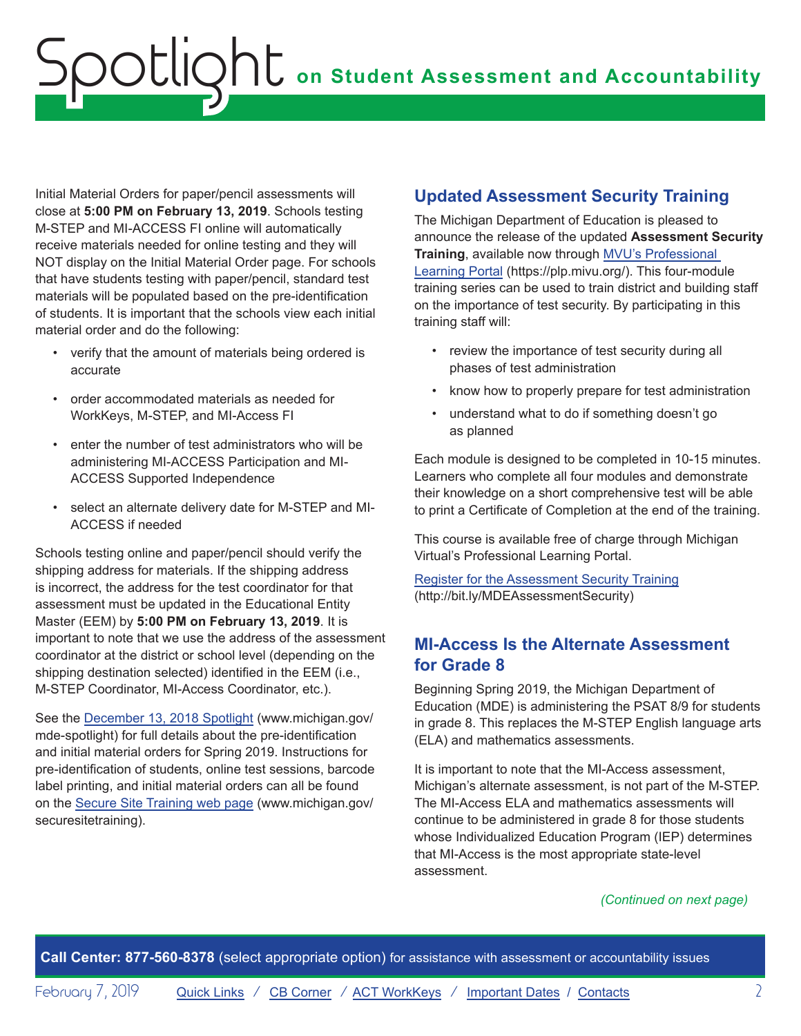Initial Material Orders for paper/pencil assessments will close at **5:00 PM on February 13, 2019**. Schools testing M-STEP and MI-ACCESS FI online will automatically receive materials needed for online testing and they will NOT display on the Initial Material Order page. For schools that have students testing with paper/pencil, standard test materials will be populated based on the pre-identification of students. It is important that the schools view each initial material order and do the following:

- verify that the amount of materials being ordered is accurate
- order accommodated materials as needed for WorkKeys, M-STEP, and MI-Access FI
- enter the number of test administrators who will be administering MI-ACCESS Participation and MI-ACCESS Supported Independence
- select an alternate delivery date for M-STEP and MI-ACCESS if needed

Schools testing online and paper/pencil should verify the shipping address for materials. If the shipping address is incorrect, the address for the test coordinator for that assessment must be updated in the Educational Entity Master (EEM) by **5:00 PM on February 13, 2019**. It is important to note that we use the address of the assessment coordinator at the district or school level (depending on the shipping destination selected) identified in the EEM (i.e., M-STEP Coordinator, MI-Access Coordinator, etc.).

See the December 13, 2018 Spotlight (www.michigan.gov/mde-spotlight) for full details about the pre-identification and initial material orders for Spring 2019. Instructions for pre-identification of students, online test sessions, barcode label printing, and initial material orders can all be found on the Secure Site Training web page (www.michigan.gov/securesitetraining).

## Updated Assessment Security Training

The Michigan Department of Education is pleased to announce the release of the updated **Assessment Security Training**, available now through MVU's Professional Learning Portal (https://plp.mivu.org/). This four-module training series can be used to train district and building staff on the importance of test security. By participating in this training staff will:

- review the importance of test security during all phases of test administration
- know how to properly prepare for test administration
- understand what to do if something doesn't go as planned

Each module is designed to be completed in 10-15 minutes. Learners who complete all four modules and demonstrate their knowledge on a short comprehensive test will be able to print a Certificate of Completion at the end of the training.

This course is available free of charge through Michigan Virtual's Professional Learning Portal.

Register for the Assessment Security Training (http://bit.ly/MDEAssessmentSecurity)

## MI-Access Is the Alternate Assessment for Grade 8

Beginning Spring 2019, the Michigan Department of Education (MDE) is administering the PSAT 8/9 for students in grade 8. This replaces the M-STEP English language arts (ELA) and mathematics assessments.

It is important to note that the MI-Access assessment, Michigan's alternate assessment, is not part of the M-STEP. The MI-Access ELA and mathematics assessments will continue to be administered in grade 8 for those students whose Individualized Education Program (IEP) determines that MI-Access is the most appropriate state-level assessment.

*(Continued on next page)*

**Call Center: 877-560-8378** (select appropriate option) for assistance with assessment or accountability issues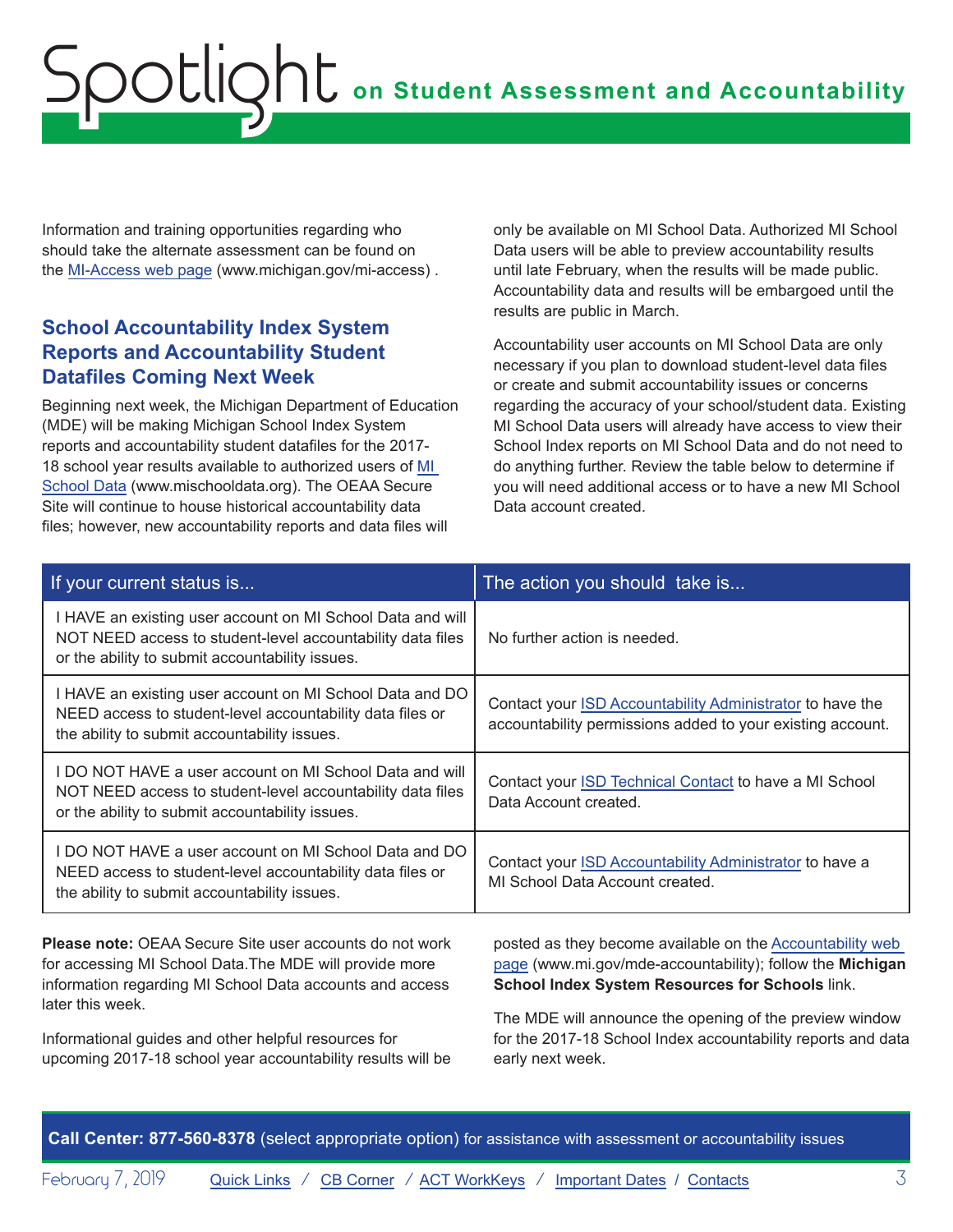Information and training opportunities regarding who should take the alternate assessment can be found on the [MI-Access web page](www.michigan.gov/mi-access) (www.michigan.gov/mi-access) .

## School Accountability Index System Reports and Accountability Student Datafiles Coming Next Week

Beginning next week, the Michigan Department of Education (MDE) will be making Michigan School Index System reports and accountability student datafiles for the 2017-18 school year results available to authorized users of MI School Data (www.mischooldata.org). The OEAA Secure Site will continue to house historical accountability data files; however, new accountability reports and data files will only be available on MI School Data. Authorized MI School Data users will be able to preview accountability results until late February, when the results will be made public. Accountability data and results will be embargoed until the results are public in March.

Accountability user accounts on MI School Data are only necessary if you plan to download student-level data files or create and submit accountability issues or concerns regarding the accuracy of your school/student data. Existing MI School Data users will already have access to view their School Index reports on MI School Data and do not need to do anything further. Review the table below to determine if you will need additional access or to have a new MI School Data account created.

| If your current status is... | The action you should take is... |
|---|---|
| I HAVE an existing user account on MI School Data and will NOT NEED access to student-level accountability data files or the ability to submit accountability issues. | No further action is needed. |
| I HAVE an existing user account on MI School Data and DO NEED access to student-level accountability data files or the ability to submit accountability issues. | Contact your ISD Accountability Administrator to have the accountability permissions added to your existing account. |
| I DO NOT HAVE a user account on MI School Data and will NOT NEED access to student-level accountability data files or the ability to submit accountability issues. | Contact your ISD Technical Contact to have a MI School Data Account created. |
| I DO NOT HAVE a user account on MI School Data and DO NEED access to student-level accountability data files or the ability to submit accountability issues. | Contact your ISD Accountability Administrator to have a MI School Data Account created. |

**Please note:** OEAA Secure Site user accounts do not work for accessing MI School Data.The MDE will provide more information regarding MI School Data accounts and access later this week.

Informational guides and other helpful resources for upcoming 2017-18 school year accountability results will be posted as they become available on the Accountability web page (www.mi.gov/mde-accountability); follow the **Michigan School Index System Resources for Schools** link.

The MDE will announce the opening of the preview window for the 2017-18 School Index accountability reports and data early next week.

**Call Center: 877-560-8378** (select appropriate option) for assistance with assessment or accountability issues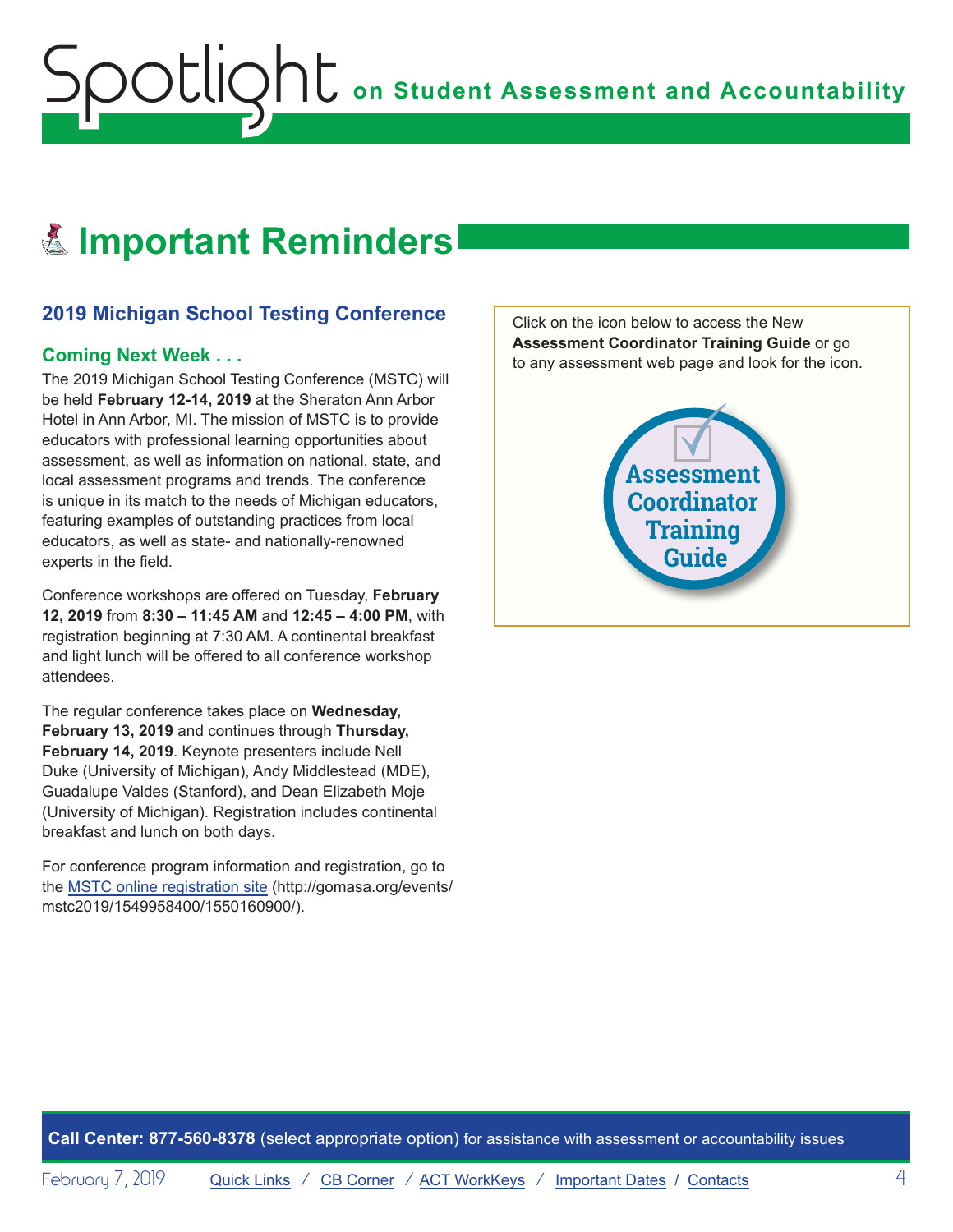# Important Reminders

## 2019 Michigan School Testing Conference

### Coming Next Week . . .

The 2019 Michigan School Testing Conference (MSTC) will be held **February 12-14, 2019** at the Sheraton Ann Arbor Hotel in Ann Arbor, MI. The mission of MSTC is to provide educators with professional learning opportunities about assessment, as well as information on national, state, and local assessment programs and trends. The conference is unique in its match to the needs of Michigan educators, featuring examples of outstanding practices from local educators, as well as state- and nationally-renowned experts in the field.

Conference workshops are offered on Tuesday, **February 12, 2019** from **8:30 – 11:45 AM** and **12:45 – 4:00 PM**, with registration beginning at 7:30 AM. A continental breakfast and light lunch will be offered to all conference workshop attendees.

The regular conference takes place on **Wednesday, February 13, 2019** and continues through **Thursday, February 14, 2019**. Keynote presenters include Nell Duke (University of Michigan), Andy Middlestead (MDE), Guadalupe Valdes (Stanford), and Dean Elizabeth Moje (University of Michigan). Registration includes continental breakfast and lunch on both days.

For conference program information and registration, go to the MSTC online registration site (http://gomasa.org/events/mstc2019/1549958400/1550160900/).

Click on the icon below to access the New **Assessment Coordinator Training Guide** or go to any assessment web page and look for the icon.

Assessment Coordinator Training Guide

**Call Center: 877-560-8378** (select appropriate option) for assistance with assessment or accountability issues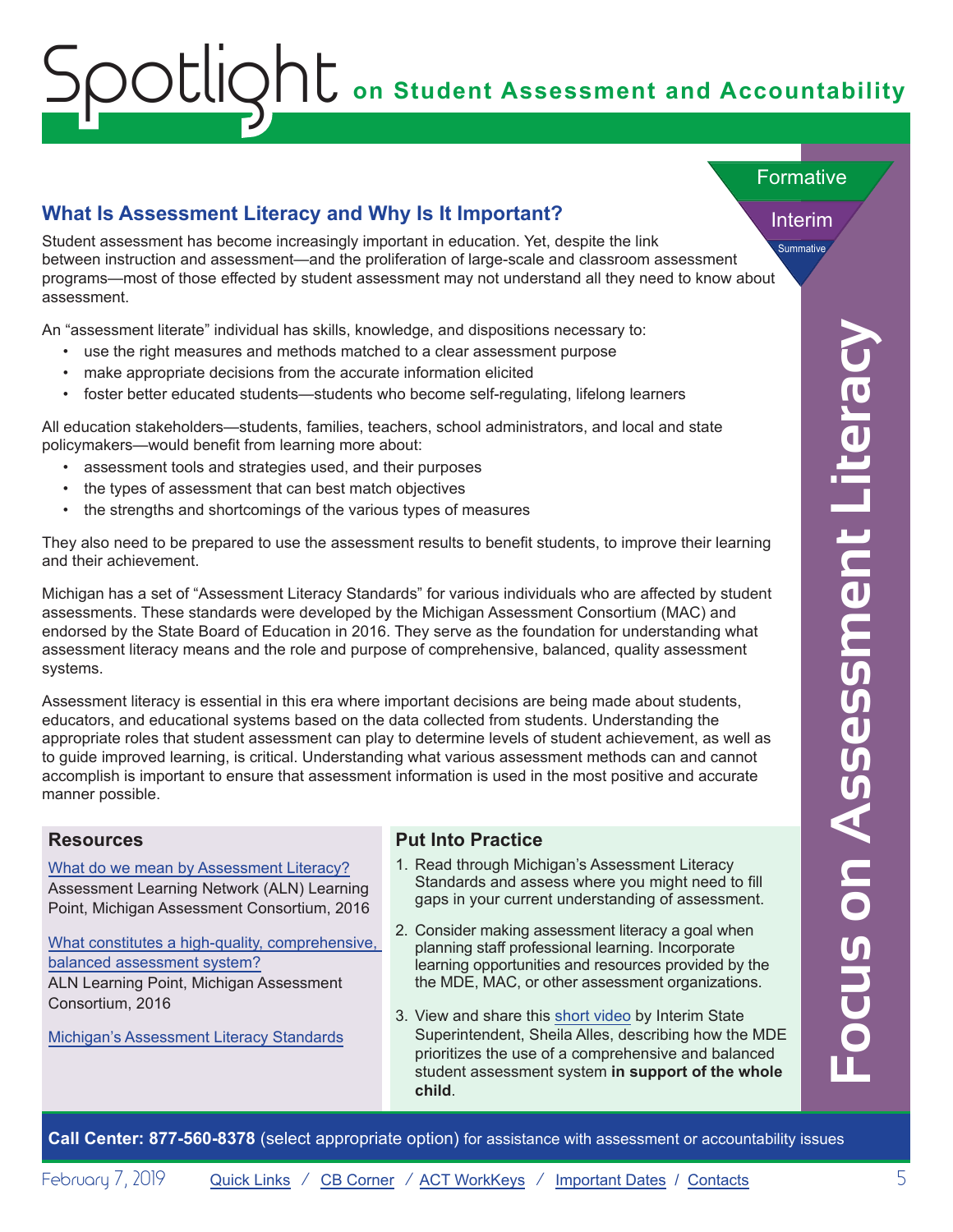# Spotlight on Student Assessment and Accountability

## Focus on Assessment Literacy

Formative
Interim
Summative

## What Is Assessment Literacy and Why Is It Important?

Student assessment has become increasingly important in education. Yet, despite the link between instruction and assessment—and the proliferation of large-scale and classroom assessment programs—most of those effected by student assessment may not understand all they need to know about assessment.

An "assessment literate" individual has skills, knowledge, and dispositions necessary to:

- use the right measures and methods matched to a clear assessment purpose
- make appropriate decisions from the accurate information elicited
- foster better educated students—students who become self-regulating, lifelong learners

All education stakeholders—students, families, teachers, school administrators, and local and state policymakers—would benefit from learning more about:

- assessment tools and strategies used, and their purposes
- the types of assessment that can best match objectives
- the strengths and shortcomings of the various types of measures

They also need to be prepared to use the assessment results to benefit students, to improve their learning and their achievement.

Michigan has a set of "Assessment Literacy Standards" for various individuals who are affected by student assessments. These standards were developed by the Michigan Assessment Consortium (MAC) and endorsed by the State Board of Education in 2016. They serve as the foundation for understanding what assessment literacy means and the role and purpose of comprehensive, balanced, quality assessment systems.

Assessment literacy is essential in this era where important decisions are being made about students, educators, and educational systems based on the data collected from students. Understanding the appropriate roles that student assessment can play to determine levels of student achievement, as well as to guide improved learning, is critical. Understanding what various assessment methods can and cannot accomplish is important to ensure that assessment information is used in the most positive and accurate manner possible.

### Resources

[What do we mean by Assessment Literacy?](#)
Assessment Learning Network (ALN) Learning Point, Michigan Assessment Consortium, 2016

[What constitutes a high-quality, comprehensive, balanced assessment system?](#)
ALN Learning Point, Michigan Assessment Consortium, 2016

[Michigan's Assessment Literacy Standards](#)

### Put Into Practice

1. Read through Michigan's Assessment Literacy Standards and assess where you might need to fill gaps in your current understanding of assessment.
2. Consider making assessment literacy a goal when planning staff professional learning. Incorporate learning opportunities and resources provided by the the MDE, MAC, or other assessment organizations.
3. View and share this [short video](#) by Interim State Superintendent, Sheila Alles, describing how the MDE prioritizes the use of a comprehensive and balanced student assessment system **in support of the whole child**.

**Call Center: 877-560-8378** (select appropriate option) for assistance with assessment or accountability issues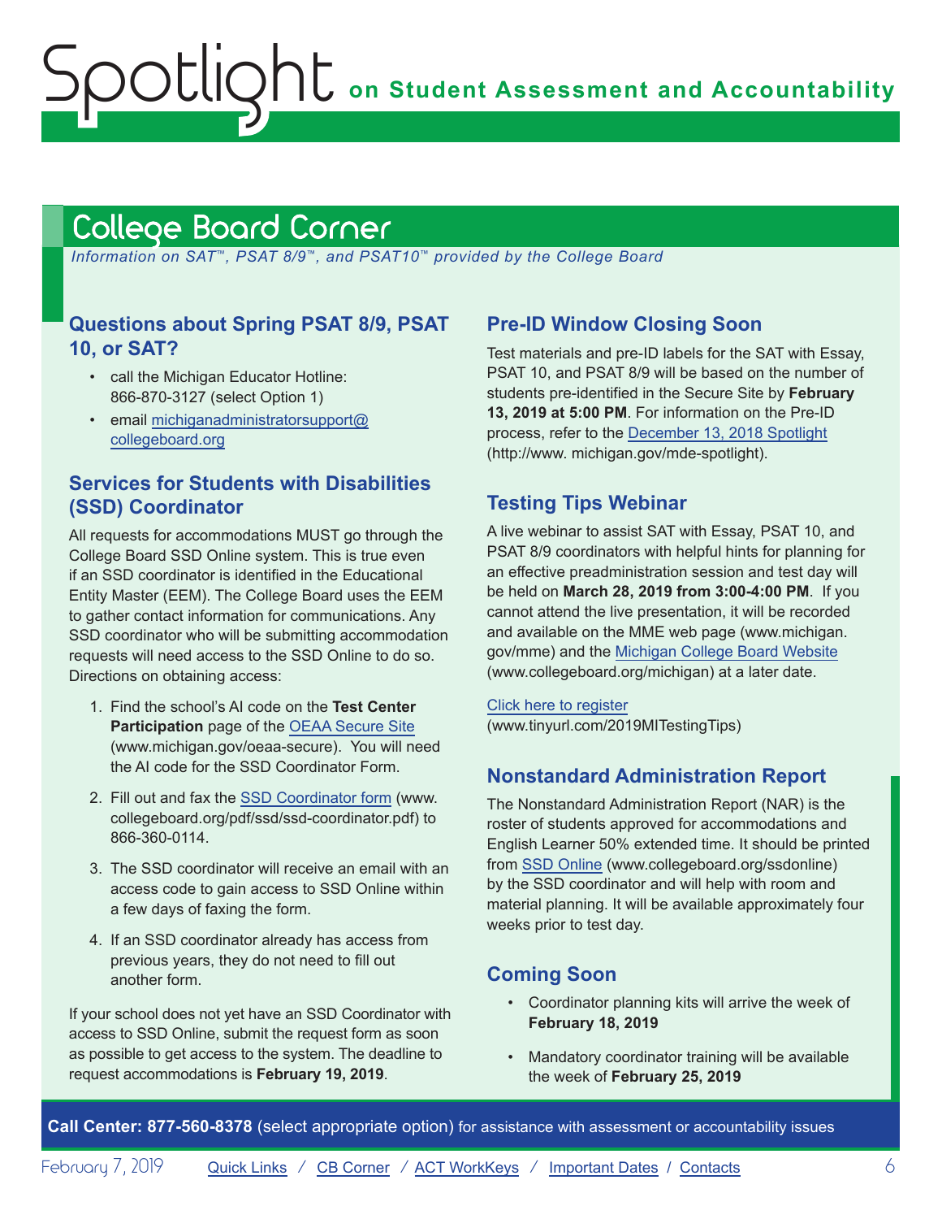# College Board Corner

*Information on SAT™, PSAT 8/9™, and PSAT10™ provided by the College Board*

## Questions about Spring PSAT 8/9, PSAT 10, or SAT?

- call the Michigan Educator Hotline: 866-870-3127 (select Option 1)
- email michiganadministratorsupport@collegeboard.org

## Services for Students with Disabilities (SSD) Coordinator

All requests for accommodations MUST go through the College Board SSD Online system. This is true even if an SSD coordinator is identified in the Educational Entity Master (EEM). The College Board uses the EEM to gather contact information for communications. Any SSD coordinator who will be submitting accommodation requests will need access to the SSD Online to do so. Directions on obtaining access:

1. Find the school's AI code on the **Test Center Participation** page of the OEAA Secure Site (www.michigan.gov/oeaa-secure). You will need the AI code for the SSD Coordinator Form.
2. Fill out and fax the SSD Coordinator form (www.collegeboard.org/pdf/ssd/ssd-coordinator.pdf) to 866-360-0114.
3. The SSD coordinator will receive an email with an access code to gain access to SSD Online within a few days of faxing the form.
4. If an SSD coordinator already has access from previous years, they do not need to fill out another form.

If your school does not yet have an SSD Coordinator with access to SSD Online, submit the request form as soon as possible to get access to the system. The deadline to request accommodations is **February 19, 2019**.

## Pre-ID Window Closing Soon

Test materials and pre-ID labels for the SAT with Essay, PSAT 10, and PSAT 8/9 will be based on the number of students pre-identified in the Secure Site by **February 13, 2019 at 5:00 PM**. For information on the Pre-ID process, refer to the December 13, 2018 Spotlight (http://www. michigan.gov/mde-spotlight).

## Testing Tips Webinar

A live webinar to assist SAT with Essay, PSAT 10, and PSAT 8/9 coordinators with helpful hints for planning for an effective preadministration session and test day will be held on **March 28, 2019 from 3:00-4:00 PM**. If you cannot attend the live presentation, it will be recorded and available on the MME web page (www.michigan.gov/mme) and the Michigan College Board Website (www.collegeboard.org/michigan) at a later date.

Click here to register
(www.tinyurl.com/2019MITestingTips)

## Nonstandard Administration Report

The Nonstandard Administration Report (NAR) is the roster of students approved for accommodations and English Learner 50% extended time. It should be printed from SSD Online (www.collegeboard.org/ssdonline) by the SSD coordinator and will help with room and material planning. It will be available approximately four weeks prior to test day.

## Coming Soon

- Coordinator planning kits will arrive the week of **February 18, 2019**
- Mandatory coordinator training will be available the week of **February 25, 2019**

**Call Center: 877-560-8378** (select appropriate option) for assistance with assessment or accountability issues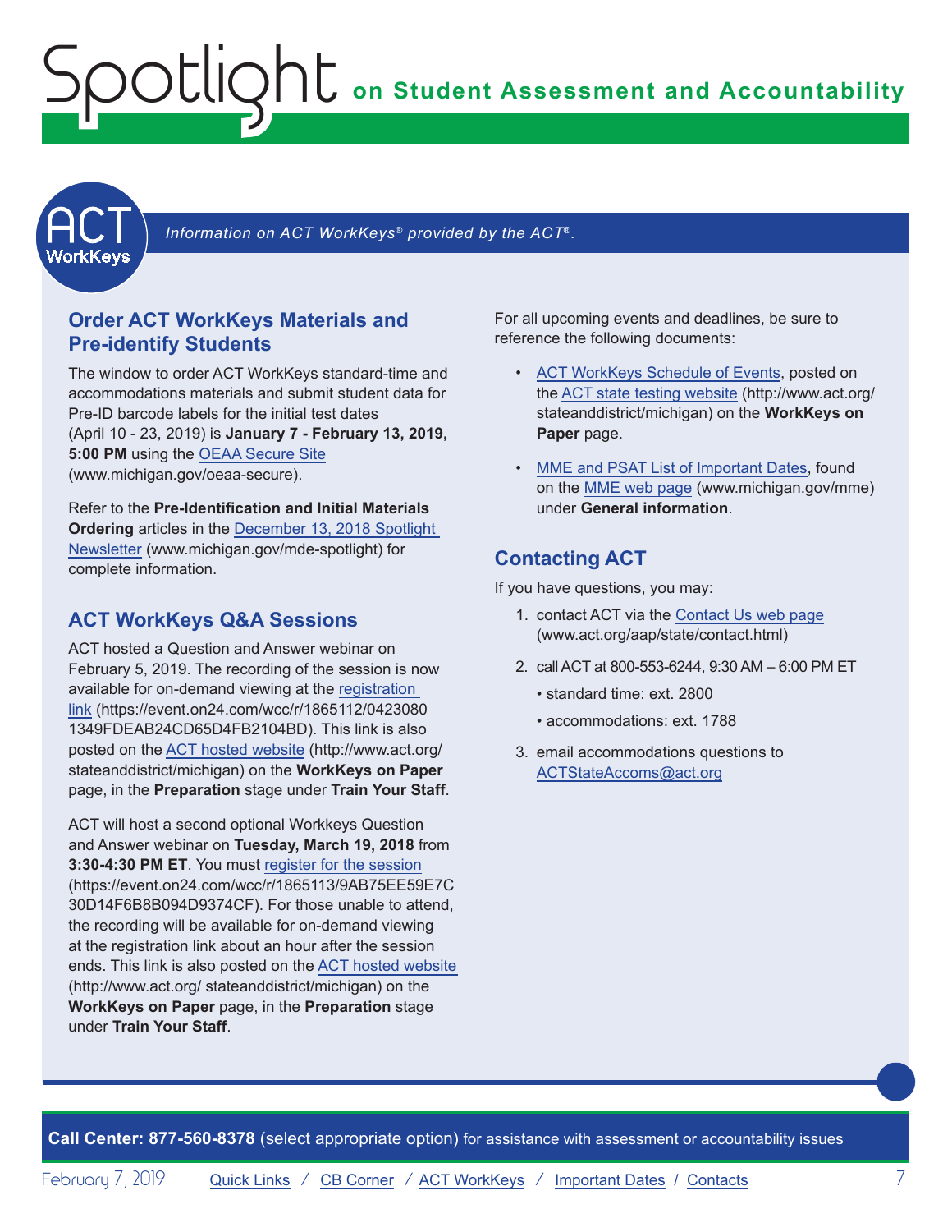*Information on ACT WorkKeys® provided by the ACT®.*

## Order ACT WorkKeys Materials and Pre-identify Students

The window to order ACT WorkKeys standard-time and accommodations materials and submit student data for Pre-ID barcode labels for the initial test dates (April 10 - 23, 2019) is **January 7 - February 13, 2019, 5:00 PM** using the [OEAA Secure Site](www.michigan.gov/oeaa-secure) (www.michigan.gov/oeaa-secure).

Refer to the **Pre-Identification and Initial Materials Ordering** articles in the [December 13, 2018 Spotlight Newsletter](www.michigan.gov/mde-spotlight) (www.michigan.gov/mde-spotlight) for complete information.

## ACT WorkKeys Q&A Sessions

ACT hosted a Question and Answer webinar on February 5, 2019. The recording of the session is now available for on-demand viewing at the [registration link](https://event.on24.com/wcc/r/1865112/04230801349FDEAB24CD65D4FB2104BD) (https://event.on24.com/wcc/r/1865112/04230801349FDEAB24CD65D4FB2104BD). This link is also posted on the [ACT hosted website](http://www.act.org/stateanddistrict/michigan) (http://www.act.org/stateanddistrict/michigan) on the **WorkKeys on Paper** page, in the **Preparation** stage under **Train Your Staff**.

ACT will host a second optional Workkeys Question and Answer webinar on **Tuesday, March 19, 2018** from **3:30-4:30 PM ET**. You must [register for the session](https://event.on24.com/wcc/r/1865113/9AB75EE59E7C30D14F6B8B094D9374CF) (https://event.on24.com/wcc/r/1865113/9AB75EE59E7C30D14F6B8B094D9374CF). For those unable to attend, the recording will be available for on-demand viewing at the registration link about an hour after the session ends. This link is also posted on the [ACT hosted website](http://www.act.org/stateanddistrict/michigan) (http://www.act.org/ stateanddistrict/michigan) on the **WorkKeys on Paper** page, in the **Preparation** stage under **Train Your Staff**.

For all upcoming events and deadlines, be sure to reference the following documents:

- [ACT WorkKeys Schedule of Events](), posted on the [ACT state testing website](http://www.act.org/stateanddistrict/michigan) (http://www.act.org/stateanddistrict/michigan) on the **WorkKeys on Paper** page.
- [MME and PSAT List of Important Dates](), found on the [MME web page](www.michigan.gov/mme) (www.michigan.gov/mme) under **General information**.

## Contacting ACT

If you have questions, you may:

1. contact ACT via the [Contact Us web page](www.act.org/aap/state/contact.html) (www.act.org/aap/state/contact.html)
2. call ACT at 800-553-6244, 9:30 AM – 6:00 PM ET
   - standard time: ext. 2800
   - accommodations: ext. 1788
3. email accommodations questions to [ACTStateAccoms@act.org](mailto:ACTStateAccoms@act.org)

**Call Center: 877-560-8378** (select appropriate option) for assistance with assessment or accountability issues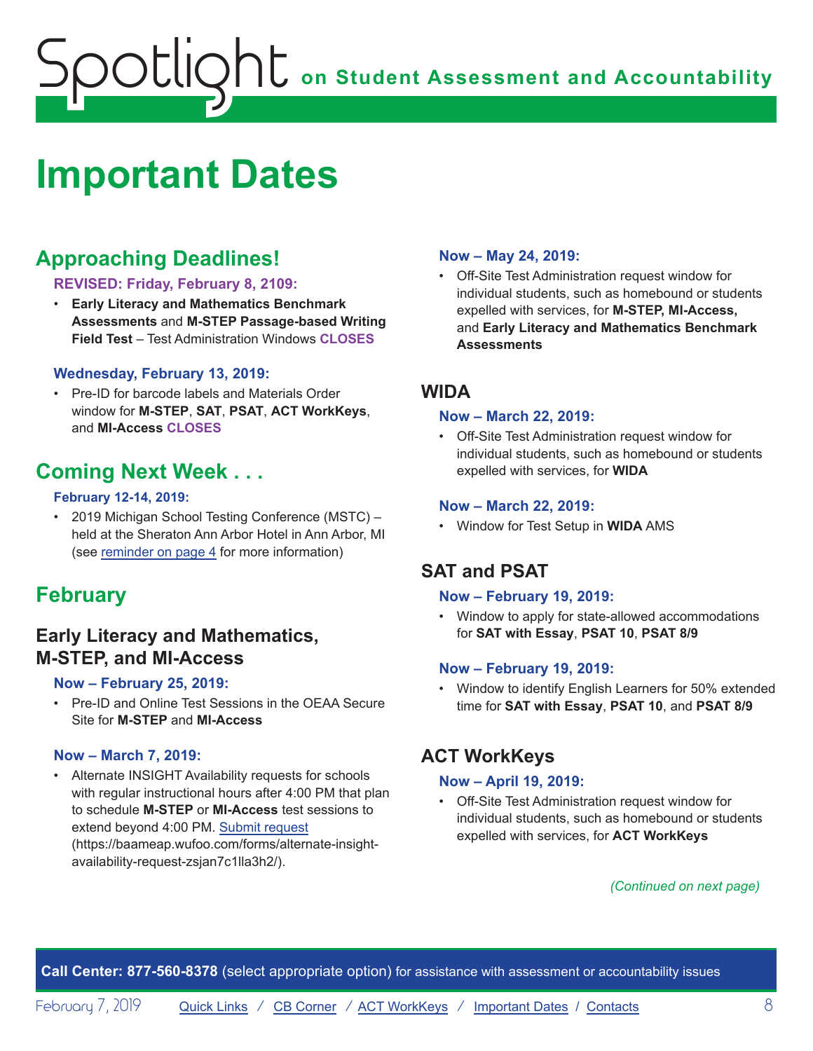# Important Dates

## Approaching Deadlines!

**REVISED: Friday, February 8, 2109:**

- **Early Literacy and Mathematics Benchmark Assessments** and **M-STEP Passage-based Writing Field Test** – Test Administration Windows **CLOSES**

**Wednesday, February 13, 2019:**

- Pre-ID for barcode labels and Materials Order window for **M-STEP**, **SAT**, **PSAT**, **ACT WorkKeys**, and **MI-Access** **CLOSES**

## Coming Next Week . . .

**February 12-14, 2019:**

- 2019 Michigan School Testing Conference (MSTC) – held at the Sheraton Ann Arbor Hotel in Ann Arbor, MI (see reminder on page 4 for more information)

## February

### Early Literacy and Mathematics, M-STEP, and MI-Access

**Now – February 25, 2019:**

- Pre-ID and Online Test Sessions in the OEAA Secure Site for **M-STEP** and **MI-Access**

**Now – March 7, 2019:**

- Alternate INSIGHT Availability requests for schools with regular instructional hours after 4:00 PM that plan to schedule **M-STEP** or **MI-Access** test sessions to extend beyond 4:00 PM. Submit request (https://baameap.wufoo.com/forms/alternate-insight-availability-request-zsjan7c1lla3h2/).

**Now – May 24, 2019:**

- Off-Site Test Administration request window for individual students, such as homebound or students expelled with services, for **M-STEP, MI-Access,** and **Early Literacy and Mathematics Benchmark Assessments**

### WIDA

**Now – March 22, 2019:**

- Off-Site Test Administration request window for individual students, such as homebound or students expelled with services, for **WIDA**

**Now – March 22, 2019:**

- Window for Test Setup in **WIDA** AMS

### SAT and PSAT

**Now – February 19, 2019:**

- Window to apply for state-allowed accommodations for **SAT with Essay**, **PSAT 10**, **PSAT 8/9**

**Now – February 19, 2019:**

- Window to identify English Learners for 50% extended time for **SAT with Essay**, **PSAT 10**, and **PSAT 8/9**

### ACT WorkKeys

**Now – April 19, 2019:**

- Off-Site Test Administration request window for individual students, such as homebound or students expelled with services, for **ACT WorkKeys**

*(Continued on next page)*

**Call Center: 877-560-8378** (select appropriate option) for assistance with assessment or accountability issues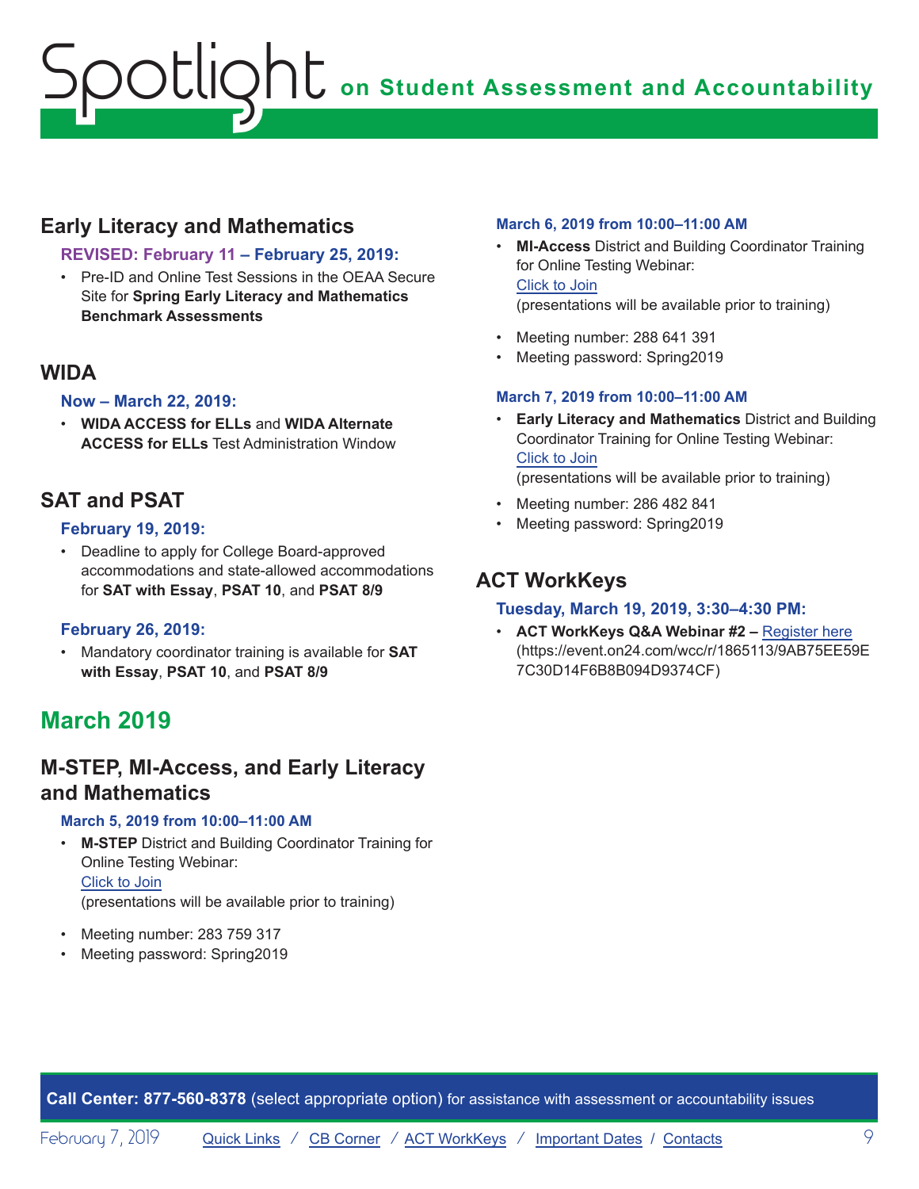## Early Literacy and Mathematics

**REVISED: February 11 – February 25, 2019:**

- Pre-ID and Online Test Sessions in the OEAA Secure Site for **Spring Early Literacy and Mathematics Benchmark Assessments**

## WIDA

**Now – March 22, 2019:**

- **WIDA ACCESS for ELLs** and **WIDA Alternate ACCESS for ELLs** Test Administration Window

## SAT and PSAT

**February 19, 2019:**

- Deadline to apply for College Board-approved accommodations and state-allowed accommodations for **SAT with Essay**, **PSAT 10**, and **PSAT 8/9**

**February 26, 2019:**

- Mandatory coordinator training is available for **SAT with Essay**, **PSAT 10**, and **PSAT 8/9**

# March 2019

## M-STEP, MI-Access, and Early Literacy and Mathematics

**March 5, 2019 from 10:00–11:00 AM**

- **M-STEP** District and Building Coordinator Training for Online Testing Webinar:
  Click to Join
  (presentations will be available prior to training)
- Meeting number: 283 759 317
- Meeting password: Spring2019

**March 6, 2019 from 10:00–11:00 AM**

- **MI-Access** District and Building Coordinator Training for Online Testing Webinar:
  Click to Join
  (presentations will be available prior to training)
- Meeting number: 288 641 391
- Meeting password: Spring2019

**March 7, 2019 from 10:00–11:00 AM**

- **Early Literacy and Mathematics** District and Building Coordinator Training for Online Testing Webinar:
  Click to Join
  (presentations will be available prior to training)
- Meeting number: 286 482 841
- Meeting password: Spring2019

## ACT WorkKeys

**Tuesday, March 19, 2019, 3:30–4:30 PM:**

- **ACT WorkKeys Q&A Webinar #2 –** Register here (https://event.on24.com/wcc/r/1865113/9AB75EE59E7C30D14F6B8B094D9374CF)

**Call Center: 877-560-8378** (select appropriate option) for assistance with assessment or accountability issues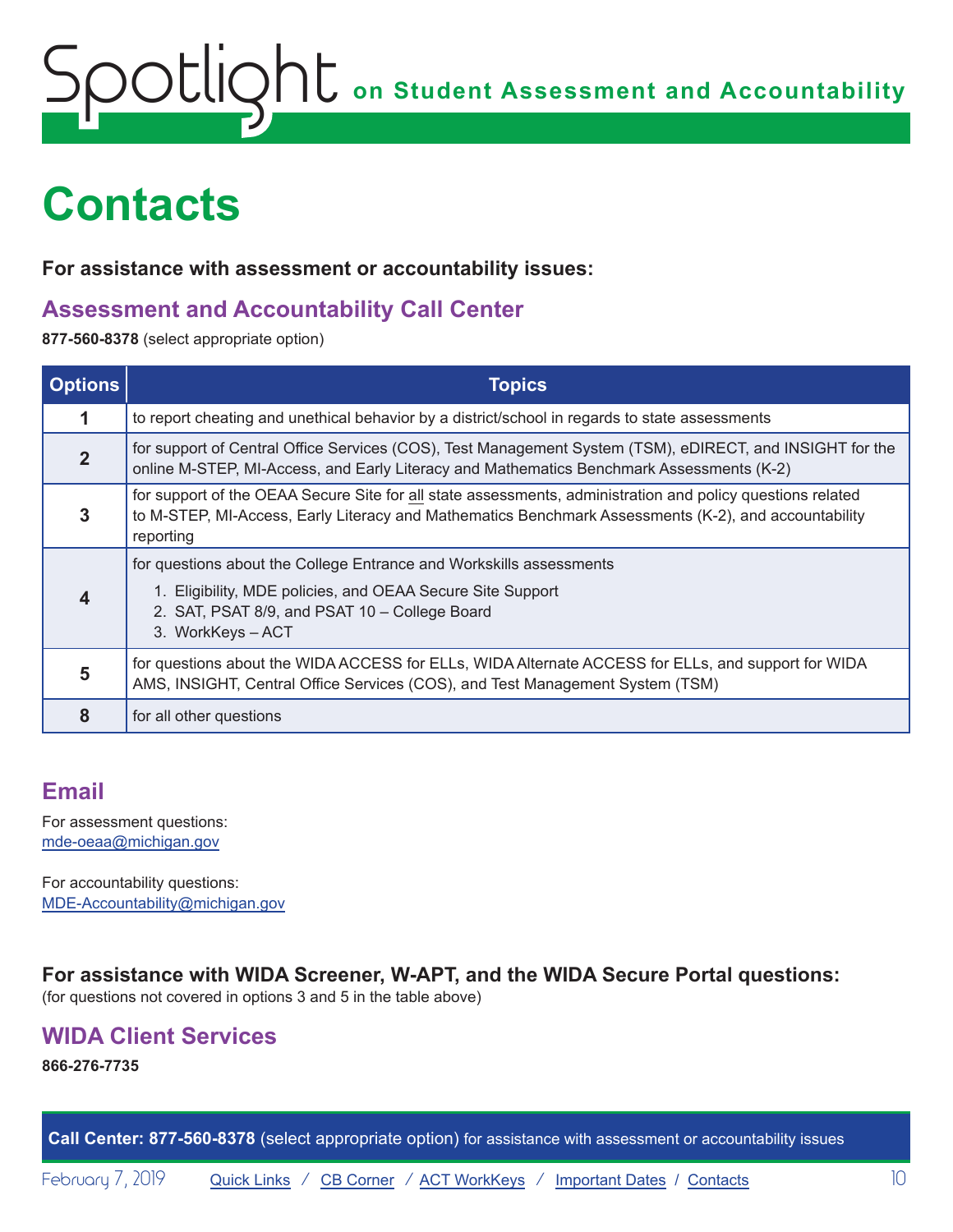# Contacts

**For assistance with assessment or accountability issues:**

## Assessment and Accountability Call Center

**877-560-8378** (select appropriate option)

| Options | Topics |
|---|---|
| 1 | to report cheating and unethical behavior by a district/school in regards to state assessments |
| 2 | for support of Central Office Services (COS), Test Management System (TSM), eDIRECT, and INSIGHT for the online M-STEP, MI-Access, and Early Literacy and Mathematics Benchmark Assessments (K-2) |
| 3 | for support of the OEAA Secure Site for all state assessments, administration and policy questions related to M-STEP, MI-Access, Early Literacy and Mathematics Benchmark Assessments (K-2), and accountability reporting |
| 4 | for questions about the College Entrance and Workskills assessments<br>1. Eligibility, MDE policies, and OEAA Secure Site Support<br>2. SAT, PSAT 8/9, and PSAT 10 – College Board<br>3. WorkKeys – ACT |
| 5 | for questions about the WIDA ACCESS for ELLs, WIDA Alternate ACCESS for ELLs, and support for WIDA AMS, INSIGHT, Central Office Services (COS), and Test Management System (TSM) |
| 8 | for all other questions |

## Email

For assessment questions:
mde-oeaa@michigan.gov

For accountability questions:
MDE-Accountability@michigan.gov

**For assistance with WIDA Screener, W-APT, and the WIDA Secure Portal questions:**
(for questions not covered in options 3 and 5 in the table above)

## WIDA Client Services

**866-276-7735**

**Call Center: 877-560-8378** (select appropriate option) for assistance with assessment or accountability issues